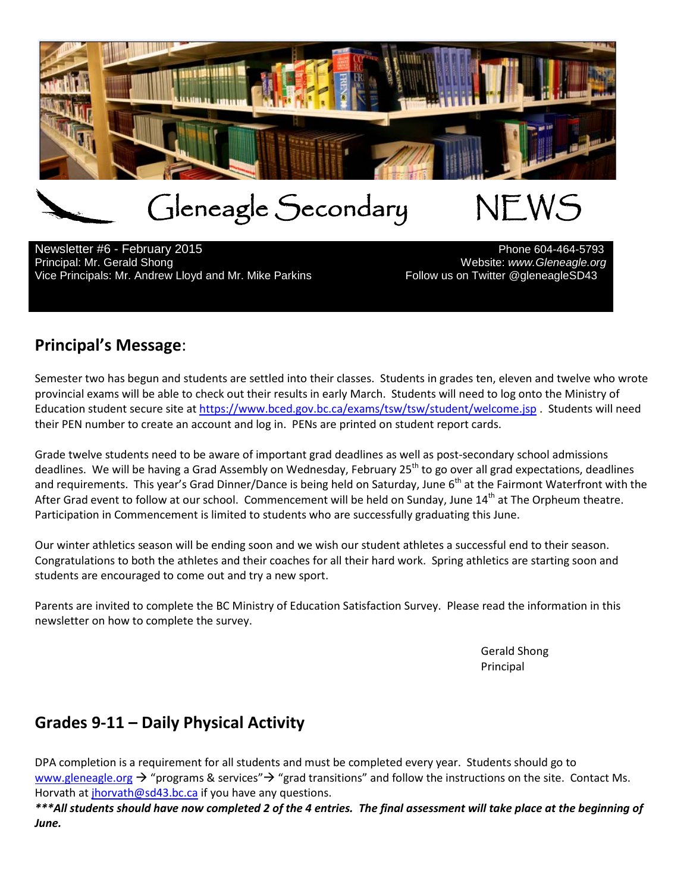# Gleneagle Secondary NEWS

Newsletter #6 - February 2015
Principal: Mr. Gerald Shong
Vice Principals: Mr. Andrew Lloyd and Mr. Mike Parkins

Phone 604-464-5793
Website: *www.Gleneagle.org*
Follow us on Twitter @gleneagleSD43

## Principal's Message:

Semester two has begun and students are settled into their classes. Students in grades ten, eleven and twelve who wrote provincial exams will be able to check out their results in early March. Students will need to log onto the Ministry of Education student secure site at https://www.bced.gov.bc.ca/exams/tsw/tsw/student/welcome.jsp . Students will need their PEN number to create an account and log in. PENs are printed on student report cards.

Grade twelve students need to be aware of important grad deadlines as well as post-secondary school admissions deadlines. We will be having a Grad Assembly on Wednesday, February 25th to go over all grad expectations, deadlines and requirements. This year's Grad Dinner/Dance is being held on Saturday, June 6th at the Fairmont Waterfront with the After Grad event to follow at our school. Commencement will be held on Sunday, June 14th at The Orpheum theatre. Participation in Commencement is limited to students who are successfully graduating this June.

Our winter athletics season will be ending soon and we wish our student athletes a successful end to their season. Congratulations to both the athletes and their coaches for all their hard work. Spring athletics are starting soon and students are encouraged to come out and try a new sport.

Parents are invited to complete the BC Ministry of Education Satisfaction Survey. Please read the information in this newsletter on how to complete the survey.

Gerald Shong
Principal

## Grades 9-11 – Daily Physical Activity

DPA completion is a requirement for all students and must be completed every year. Students should go to www.gleneagle.org → "programs & services"→ "grad transitions" and follow the instructions on the site. Contact Ms. Horvath at jhorvath@sd43.bc.ca if you have any questions.

***\*\*\*All students should have now completed 2 of the 4 entries. The final assessment will take place at the beginning of June.***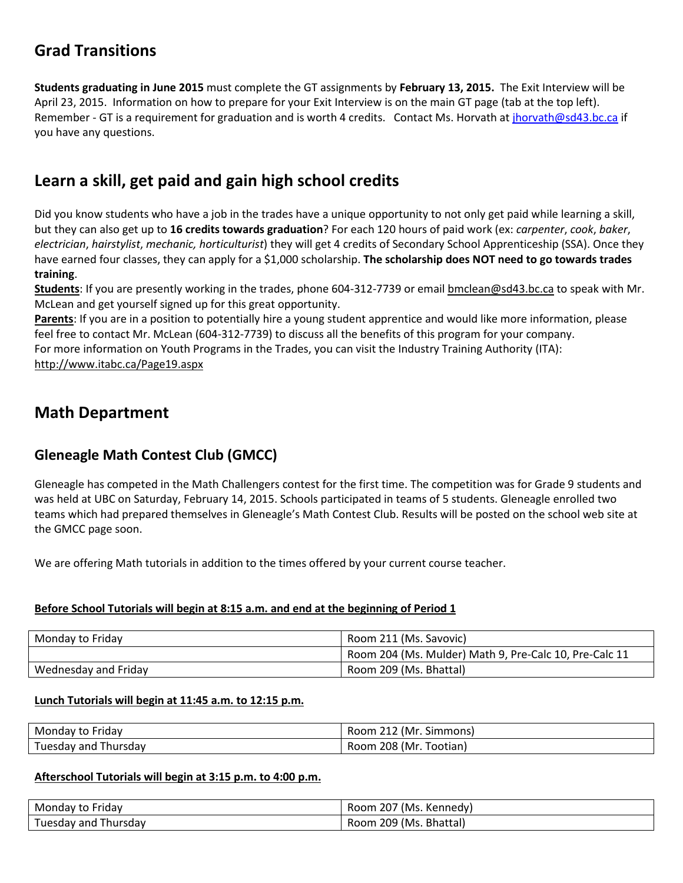## Grad Transitions

**Students graduating in June 2015** must complete the GT assignments by **February 13, 2015.** The Exit Interview will be April 23, 2015. Information on how to prepare for your Exit Interview is on the main GT page (tab at the top left). Remember - GT is a requirement for graduation and is worth 4 credits. Contact Ms. Horvath at jhorvath@sd43.bc.ca if you have any questions.

## Learn a skill, get paid and gain high school credits

Did you know students who have a job in the trades have a unique opportunity to not only get paid while learning a skill, but they can also get up to **16 credits towards graduation**? For each 120 hours of paid work (ex: *carpenter*, *cook*, *baker*, *electrician*, *hairstylist*, *mechanic, horticulturist*) they will get 4 credits of Secondary School Apprenticeship (SSA). Once they have earned four classes, they can apply for a $1,000 scholarship. **The scholarship does NOT need to go towards trades training**.

**Students**: If you are presently working in the trades, phone 604-312-7739 or email bmclean@sd43.bc.ca to speak with Mr. McLean and get yourself signed up for this great opportunity.

**Parents**: If you are in a position to potentially hire a young student apprentice and would like more information, please feel free to contact Mr. McLean (604-312-7739) to discuss all the benefits of this program for your company.

For more information on Youth Programs in the Trades, you can visit the Industry Training Authority (ITA): http://www.itabc.ca/Page19.aspx

## Math Department

### Gleneagle Math Contest Club (GMCC)

Gleneagle has competed in the Math Challengers contest for the first time. The competition was for Grade 9 students and was held at UBC on Saturday, February 14, 2015. Schools participated in teams of 5 students. Gleneagle enrolled two teams which had prepared themselves in Gleneagle's Math Contest Club. Results will be posted on the school web site at the GMCC page soon.

We are offering Math tutorials in addition to the times offered by your current course teacher.

**Before School Tutorials will begin at 8:15 a.m. and end at the beginning of Period 1**

| | |
|---|---|
| Monday to Friday | Room 211 (Ms. Savovic) |
| | Room 204 (Ms. Mulder) Math 9, Pre-Calc 10, Pre-Calc 11 |
| Wednesday and Friday | Room 209 (Ms. Bhattal) |

**Lunch Tutorials will begin at 11:45 a.m. to 12:15 p.m.**

| | |
|---|---|
| Monday to Friday | Room 212 (Mr. Simmons) |
| Tuesday and Thursday | Room 208 (Mr. Tootian) |

**Afterschool Tutorials will begin at 3:15 p.m. to 4:00 p.m.**

| | |
|---|---|
| Monday to Friday | Room 207 (Ms. Kennedy) |
| Tuesday and Thursday | Room 209 (Ms. Bhattal) |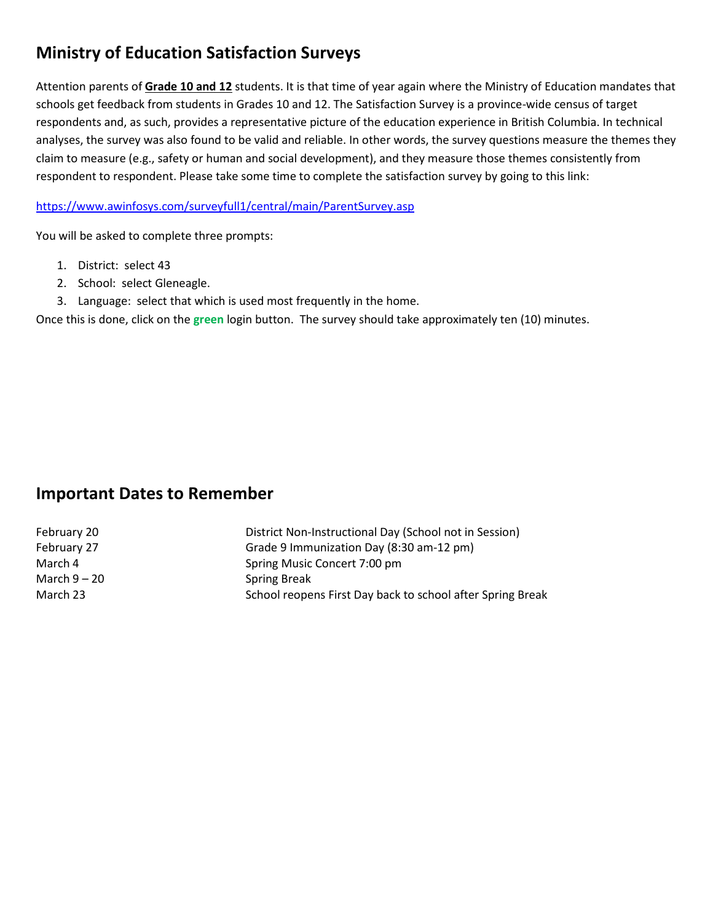## Ministry of Education Satisfaction Surveys

Attention parents of **Grade 10 and 12** students. It is that time of year again where the Ministry of Education mandates that schools get feedback from students in Grades 10 and 12. The Satisfaction Survey is a province-wide census of target respondents and, as such, provides a representative picture of the education experience in British Columbia. In technical analyses, the survey was also found to be valid and reliable. In other words, the survey questions measure the themes they claim to measure (e.g., safety or human and social development), and they measure those themes consistently from respondent to respondent. Please take some time to complete the satisfaction survey by going to this link:

https://www.awinfosys.com/surveyfull1/central/main/ParentSurvey.asp

You will be asked to complete three prompts:

1. District: select 43
2. School: select Gleneagle.
3. Language: select that which is used most frequently in the home.

Once this is done, click on the **green** login button. The survey should take approximately ten (10) minutes.

## Important Dates to Remember

| | |
|---|---|
| February 20 | District Non-Instructional Day (School not in Session) |
| February 27 | Grade 9 Immunization Day (8:30 am-12 pm) |
| March 4 | Spring Music Concert 7:00 pm |
| March 9 – 20 | Spring Break |
| March 23 | School reopens First Day back to school after Spring Break |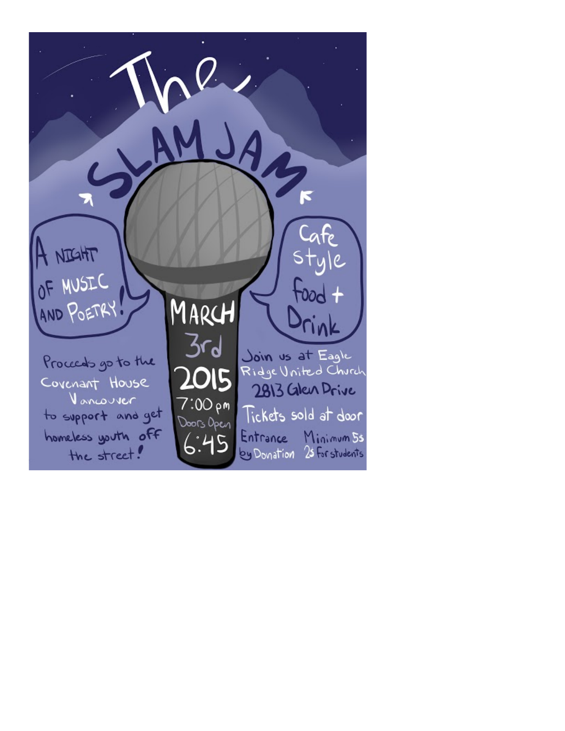# The SLAM JAM

A NIGHT OF MUSIC AND POETRY!

Cafe style food + Drink

MARCH 3rd 2015

7:00 pm

Doors Open 6:45

Proceeds go to the Covenant House Vancouver to support and get homeless youth off the street!

Join us at Eagle Ridge United Church
2813 Glen Drive

Tickets sold at door

Entrance by Donation

Minimum 5$
2$ for students